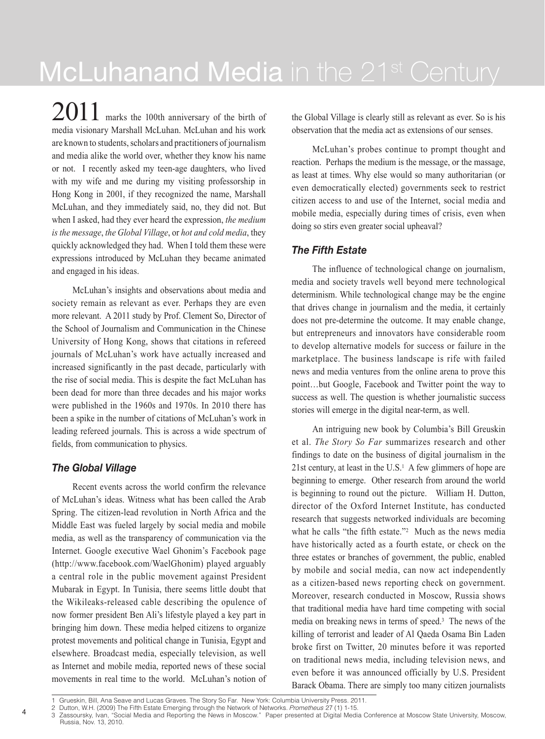# McLuhanand Media in the 21st Century

2011 marks the 100th anniversary of the birth of media visionary Marshall McLuhan. McLuhan and his work are known to students, scholars and practitioners of journalism and media alike the world over, whether they know his name or not. I recently asked my teen-age daughters, who lived with my wife and me during my visiting professorship in Hong Kong in 2001, if they recognized the name, Marshall McLuhan, and they immediately said, no, they did not. But when I asked, had they ever heard the expression, *the medium is the message*, *the Global Village*, or *hot and cold media*, they quickly acknowledged they had. When I told them these were expressions introduced by McLuhan they became animated and engaged in his ideas.

McLuhan's insights and observations about media and society remain as relevant as ever. Perhaps they are even more relevant. A 2011 study by Prof. Clement So, Director of the School of Journalism and Communication in the Chinese University of Hong Kong, shows that citations in refereed journals of McLuhan's work have actually increased and increased significantly in the past decade, particularly with the rise of social media. This is despite the fact McLuhan has been dead for more than three decades and his major works were published in the 1960s and 1970s. In 2010 there has been a spike in the number of citations of McLuhan's work in leading refereed journals. This is across a wide spectrum of fields, from communication to physics.

### *The Global Village*

Recent events across the world confirm the relevance of McLuhan's ideas. Witness what has been called the Arab Spring. The citizen-lead revolution in North Africa and the Middle East was fueled largely by social media and mobile media, as well as the transparency of communication via the Internet. Google executive Wael Ghonim's Facebook page (http://www.facebook.com/WaelGhonim) played arguably a central role in the public movement against President Mubarak in Egypt. In Tunisia, there seems little doubt that the Wikileaks-released cable describing the opulence of now former president Ben Ali's lifestyle played a key part in bringing him down. These media helped citizens to organize protest movements and political change in Tunisia, Egypt and elsewhere. Broadcast media, especially television, as well as Internet and mobile media, reported news of these social movements in real time to the world. McLuhan's notion of the Global Village is clearly still as relevant as ever. So is his observation that the media act as extensions of our senses.

McLuhan's probes continue to prompt thought and reaction. Perhaps the medium is the message, or the massage, as least at times. Why else would so many authoritarian (or even democratically elected) governments seek to restrict citizen access to and use of the Internet, social media and mobile media, especially during times of crisis, even when doing so stirs even greater social upheaval?

### *The Fifth Estate*

The influence of technological change on journalism, media and society travels well beyond mere technological determinism. While technological change may be the engine that drives change in journalism and the media, it certainly does not pre-determine the outcome. It may enable change, but entrepreneurs and innovators have considerable room to develop alternative models for success or failure in the marketplace. The business landscape is rife with failed news and media ventures from the online arena to prove this point…but Google, Facebook and Twitter point the way to success as well. The question is whether journalistic success stories will emerge in the digital near-term, as well.

An intriguing new book by Columbia's Bill Greuskin et al. *The Story So Far* summarizes research and other findings to date on the business of digital journalism in the 21st century, at least in the U.S.[1] A few glimmers of hope are beginning to emerge. Other research from around the world is beginning to round out the picture. William H. Dutton, director of the Oxford Internet Institute, has conducted research that suggests networked individuals are becoming what he calls "the fifth estate."[2] Much as the news media have historically acted as a fourth estate, or check on the three estates or branches of government, the public, enabled by mobile and social media, can now act independently as a citizen-based news reporting check on government. Moreover, research conducted in Moscow, Russia shows that traditional media have hard time competing with social media on breaking news in terms of speed.[3] The news of the killing of terrorist and leader of Al Qaeda Osama Bin Laden broke first on Twitter, 20 minutes before it was reported on traditional news media, including television news, and even before it was announced officially by U.S. President Barack Obama. There are simply too many citizen journalists

---

1 Grueskin, Bill, Ana Seave and Lucas Graves. The Story So Far. New York: Columbia University Press. 2011.

2 Dutton, W.H. (2009) The Fifth Estate Emerging through the Network of Networks. *Prometheus* 27 (1) 1-15.

3 Zassoursky, Ivan, "Social Media and Reporting the News in Moscow." Paper presented at Digital Media Conference at Moscow State University, Moscow, Russia, Nov. 13, 2010.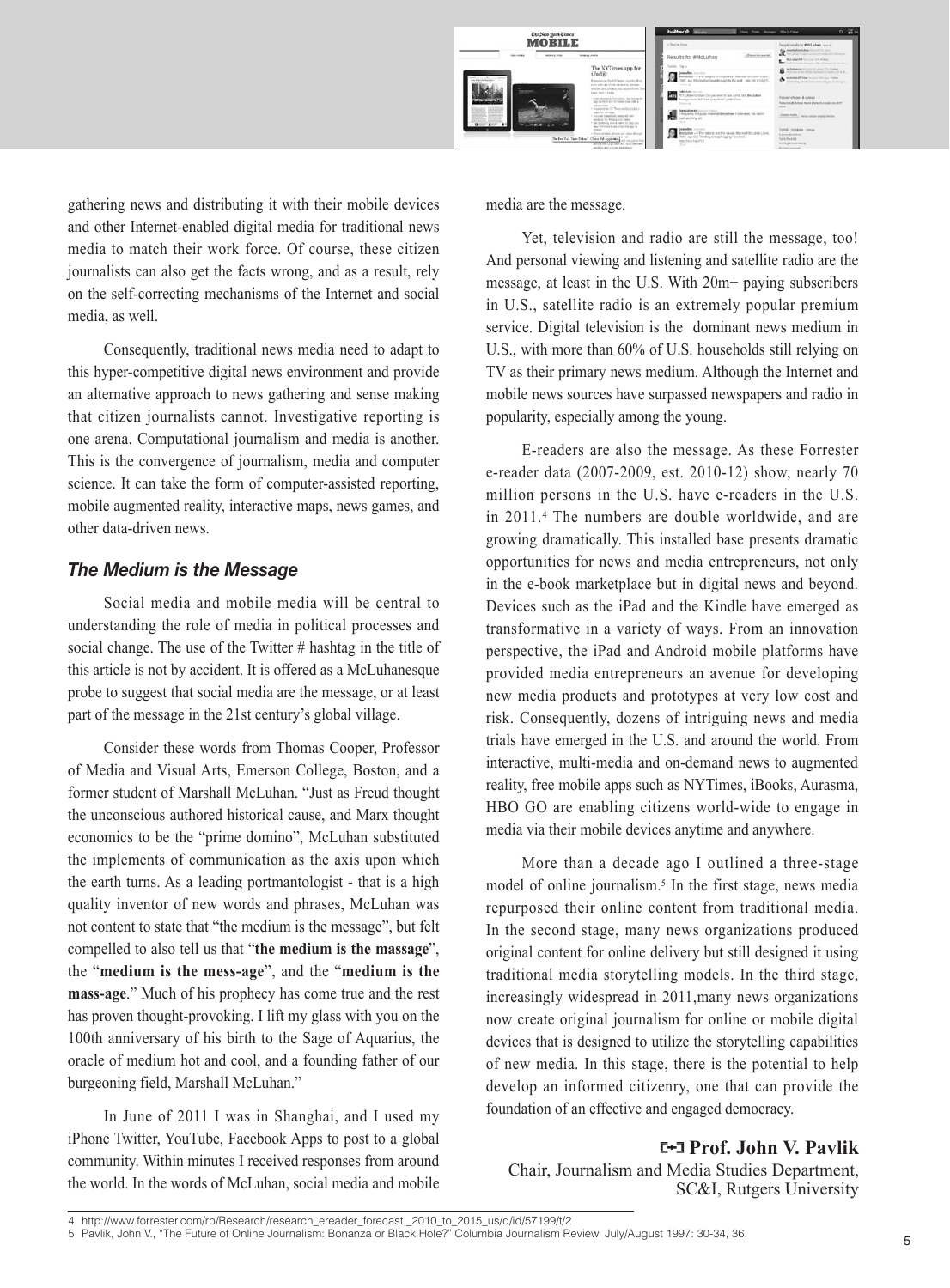gathering news and distributing it with their mobile devices and other Internet-enabled digital media for traditional news media to match their work force. Of course, these citizen journalists can also get the facts wrong, and as a result, rely on the self-correcting mechanisms of the Internet and social media, as well.

Consequently, traditional news media need to adapt to this hyper-competitive digital news environment and provide an alternative approach to news gathering and sense making that citizen journalists cannot. Investigative reporting is one arena. Computational journalism and media is another. This is the convergence of journalism, media and computer science. It can take the form of computer-assisted reporting, mobile augmented reality, interactive maps, news games, and other data-driven news.

### *The Medium is the Message*

Social media and mobile media will be central to understanding the role of media in political processes and social change. The use of the Twitter # hashtag in the title of this article is not by accident. It is offered as a McLuhanesque probe to suggest that social media are the message, or at least part of the message in the 21st century's global village.

Consider these words from Thomas Cooper, Professor of Media and Visual Arts, Emerson College, Boston, and a former student of Marshall McLuhan. "Just as Freud thought the unconscious authored historical cause, and Marx thought economics to be the "prime domino", McLuhan substituted the implements of communication as the axis upon which the earth turns. As a leading portmantologist - that is a high quality inventor of new words and phrases, McLuhan was not content to state that "the medium is the message", but felt compelled to also tell us that "**the medium is the massage**", the "**medium is the mess-age**", and the "**medium is the mass-age**." Much of his prophecy has come true and the rest has proven thought-provoking. I lift my glass with you on the 100th anniversary of his birth to the Sage of Aquarius, the oracle of medium hot and cool, and a founding father of our burgeoning field, Marshall McLuhan."

In June of 2011 I was in Shanghai, and I used my iPhone Twitter, YouTube, Facebook Apps to post to a global community. Within minutes I received responses from around the world. In the words of McLuhan, social media and mobile media are the message.

Yet, television and radio are still the message, too! And personal viewing and listening and satellite radio are the message, at least in the U.S. With 20m+ paying subscribers in U.S., satellite radio is an extremely popular premium service. Digital television is the dominant news medium in U.S., with more than 60% of U.S. households still relying on TV as their primary news medium. Although the Internet and mobile news sources have surpassed newspapers and radio in popularity, especially among the young.

E-readers are also the message. As these Forrester e-reader data (2007-2009, est. 2010-12) show, nearly 70 million persons in the U.S. have e-readers in the U.S. in 2011.[4] The numbers are double worldwide, and are growing dramatically. This installed base presents dramatic opportunities for news and media entrepreneurs, not only in the e-book marketplace but in digital news and beyond. Devices such as the iPad and the Kindle have emerged as transformative in a variety of ways. From an innovation perspective, the iPad and Android mobile platforms have provided media entrepreneurs an avenue for developing new media products and prototypes at very low cost and risk. Consequently, dozens of intriguing news and media trials have emerged in the U.S. and around the world. From interactive, multi-media and on-demand news to augmented reality, free mobile apps such as NYTimes, iBooks, Aurasma, HBO GO are enabling citizens world-wide to engage in media via their mobile devices anytime and anywhere.

More than a decade ago I outlined a three-stage model of online journalism.[5] In the first stage, news media repurposed their online content from traditional media. In the second stage, many news organizations produced original content for online delivery but still designed it using traditional media storytelling models. In the third stage, increasingly widespread in 2011,many news organizations now create original journalism for online or mobile digital devices that is designed to utilize the storytelling capabilities of new media. In this stage, there is the potential to help develop an informed citizenry, one that can provide the foundation of an effective and engaged democracy.

**Prof. John V. Pavlik**
Chair, Journalism and Media Studies Department,
SC&I, Rutgers University

4 http://www.forrester.com/rb/Research/research_ereader_forecast,_2010_to_2015_us/q/id/57199/t/2

5 Pavlik, John V., "The Future of Online Journalism: Bonanza or Black Hole?" Columbia Journalism Review, July/August 1997: 30-34, 36.